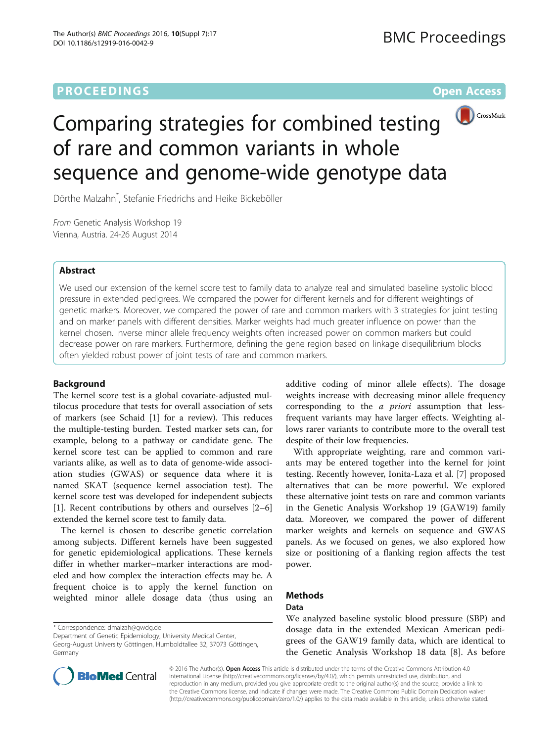# PROCEEDINGS

# Comparing strategies for combined testing of rare and common variants in whole sequence and genome-wide genotype data

Dörthe Malzahn*, Stefanie Friedrichs and Heike Bickeböller

*From* Genetic Analysis Workshop 19
Vienna, Austria. 24-26 August 2014

## Abstract

We used our extension of the kernel score test to family data to analyze real and simulated baseline systolic blood pressure in extended pedigrees. We compared the power for different kernels and for different weightings of genetic markers. Moreover, we compared the power of rare and common markers with 3 strategies for joint testing and on marker panels with different densities. Marker weights had much greater influence on power than the kernel chosen. Inverse minor allele frequency weights often increased power on common markers but could decrease power on rare markers. Furthermore, defining the gene region based on linkage disequilibrium blocks often yielded robust power of joint tests of rare and common markers.

## Background

The kernel score test is a global covariate-adjusted multilocus procedure that tests for overall association of sets of markers (see Schaid [1] for a review). This reduces the multiple-testing burden. Tested marker sets can, for example, belong to a pathway or candidate gene. The kernel score test can be applied to common and rare variants alike, as well as to data of genome-wide association studies (GWAS) or sequence data where it is named SKAT (sequence kernel association test). The kernel score test was developed for independent subjects [1]. Recent contributions by others and ourselves [2–6] extended the kernel score test to family data.

The kernel is chosen to describe genetic correlation among subjects. Different kernels have been suggested for genetic epidemiological applications. These kernels differ in whether marker–marker interactions are modeled and how complex the interaction effects may be. A frequent choice is to apply the kernel function on weighted minor allele dosage data (thus using an additive coding of minor allele effects). The dosage weights increase with decreasing minor allele frequency corresponding to the *a priori* assumption that less-frequent variants may have larger effects. Weighting allows rarer variants to contribute more to the overall test despite of their low frequencies.

With appropriate weighting, rare and common variants may be entered together into the kernel for joint testing. Recently however, Ionita-Laza et al. [7] proposed alternatives that can be more powerful. We explored these alternative joint tests on rare and common variants in the Genetic Analysis Workshop 19 (GAW19) family data. Moreover, we compared the power of different marker weights and kernels on sequence and GWAS panels. As we focused on genes, we also explored how size or positioning of a flanking region affects the test power.

## Methods

### Data

We analyzed baseline systolic blood pressure (SBP) and dosage data in the extended Mexican American pedigrees of the GAW19 family data, which are identical to the Genetic Analysis Workshop 18 data [8]. As before

---

* Correspondence: dmalzah@gwdg.de
Department of Genetic Epidemiology, University Medical Center, Georg-August University Göttingen, Humboldtallee 32, 37073 Göttingen, Germany

© 2016 The Author(s). **Open Access** This article is distributed under the terms of the Creative Commons Attribution 4.0 International License (http://creativecommons.org/licenses/by/4.0/), which permits unrestricted use, distribution, and reproduction in any medium, provided you give appropriate credit to the original author(s) and the source, provide a link to the Creative Commons license, and indicate if changes were made. The Creative Commons Public Domain Dedication waiver (http://creativecommons.org/publicdomain/zero/1.0/) applies to the data made available in this article, unless otherwise stated.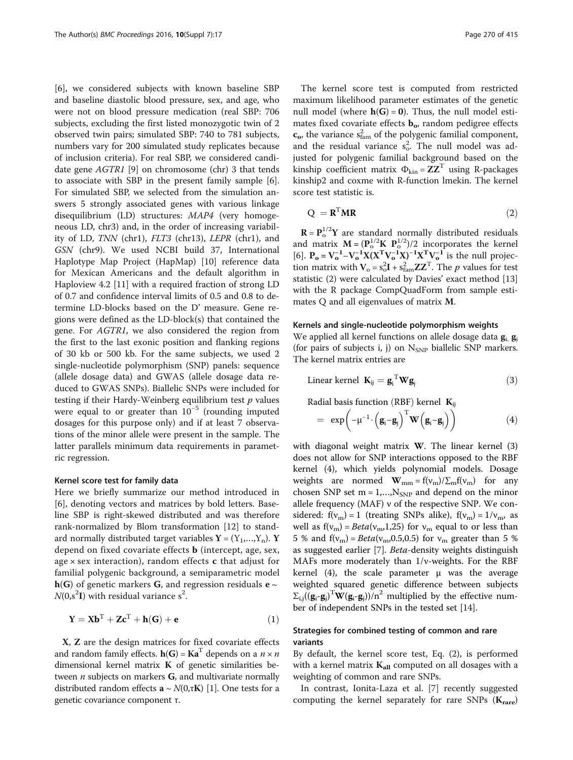[6], we considered subjects with known baseline SBP and baseline diastolic blood pressure, sex, and age, who were not on blood pressure medication (real SBP: 706 subjects, excluding the first listed monozygotic twin of 2 observed twin pairs; simulated SBP: 740 to 781 subjects, numbers vary for 200 simulated study replicates because of inclusion criteria). For real SBP, we considered candidate gene *AGTR1* [9] on chromosome (chr) 3 that tends to associate with SBP in the present family sample [6]. For simulated SBP, we selected from the simulation answers 5 strongly associated genes with various linkage disequilibrium (LD) structures: *MAP4* (very homogeneous LD, chr3) and, in the order of increasing variability of LD, *TNN* (chr1), *FLT3* (chr13), *LEPR* (chr1), and *GSN* (chr9). We used NCBI build 37, International Haplotype Map Project (HapMap) [10] reference data for Mexican Americans and the default algorithm in Haploview 4.2 [11] with a required fraction of strong LD of 0.7 and confidence interval limits of 0.5 and 0.8 to determine LD-blocks based on the D′ measure. Gene regions were defined as the LD-block(s) that contained the gene. For *AGTR1*, we also considered the region from the first to the last exonic position and flanking regions of 30 kb or 500 kb. For the same subjects, we used 2 single-nucleotide polymorphism (SNP) panels: sequence (allele dosage data) and GWAS (allele dosage data reduced to GWAS SNPs). Biallelic SNPs were included for testing if their Hardy-Weinberg equilibrium test $p$ values were equal to or greater than $10^{-5}$ (rounding imputed dosages for this purpose only) and if at least 7 observations of the minor allele were present in the sample. The latter parallels minimum data requirements in parametric regression.

#### Kernel score test for family data

Here we briefly summarize our method introduced in [6], denoting vectors and matrices by bold letters. Baseline SBP is right-skewed distributed and was therefore rank-normalized by Blom transformation [12] to standard normally distributed target variables $\mathbf{Y} = (Y_1,\ldots,Y_n)$. $\mathbf{Y}$ depend on fixed covariate effects $\mathbf{b}$ (intercept, age, sex, age × sex interaction), random effects $\mathbf{c}$ that adjust for familial polygenic background, a semiparametric model $\mathbf{h}(\mathbf{G})$ of genetic markers $\mathbf{G}$, and regression residuals $\mathbf{e} \sim N(0,s^2\mathbf{I})$ with residual variance $s^2$.

$$\mathbf{Y} = \mathbf{X}\mathbf{b}^{\mathrm{T}} + \mathbf{Z}\mathbf{c}^{\mathrm{T}} + \mathbf{h}(\mathbf{G}) + \mathbf{e} \tag{1}$$

$\mathbf{X}$, $\mathbf{Z}$ are the design matrices for fixed covariate effects and random family effects. $\mathbf{h}(\mathbf{G}) = \mathbf{K}\mathbf{a}^{\mathrm{T}}$ depends on a $n \times n$ dimensional kernel matrix $\mathbf{K}$ of genetic similarities between $n$ subjects on markers $\mathbf{G}$, and multivariate normally distributed random effects $\mathbf{a} \sim N(0,\tau\mathbf{K})$ [1]. One tests for a genetic covariance component $\tau$.

The kernel score test is computed from restricted maximum likelihood parameter estimates of the genetic null model (where $\mathbf{h}(\mathbf{G}) = \mathbf{0}$). Thus, the null model estimates fixed covariate effects $\mathbf{b_o}$, random pedigree effects $\mathbf{c_o}$, the variance $s^2_{\mathrm{fam}}$ of the polygenic familial component, and the residual variance $s^2_{\mathrm{o}}$. The null model was adjusted for polygenic familial background based on the kinship coefficient matrix $\Phi_{\mathrm{kin}} = \mathbf{Z}\mathbf{Z}^{\mathrm{T}}$ using R-packages kinship2 and coxme with R-function lmekin. The kernel score test statistic is.

$$\mathrm{Q} = \mathbf{R}^{\mathrm{T}}\mathbf{M}\mathbf{R} \tag{2}$$

$\mathbf{R} = \mathbf{P}_{\mathrm{o}}^{1/2}\mathbf{Y}$ are standard normally distributed residuals and matrix $\mathbf{M} = (\mathbf{P}_{\mathrm{o}}^{1/2}\mathbf{K}\ \mathbf{P}_{\mathrm{o}}^{1/2})/2$ incorporates the kernel [6]. $\mathbf{P_o} = \mathbf{V_o^{-1}} - \mathbf{V_o^{-1}}\mathbf{X}(\mathbf{X^T}\mathbf{V_o^{-1}}\mathbf{X})^{-1}\mathbf{X^T}\mathbf{V_o^{-1}}$ is the null projection matrix with $\mathbf{V}_{\mathrm{o}} = s_{\mathrm{o}}^2\mathbf{I} + s^2_{\mathrm{fam}}\mathbf{Z}\mathbf{Z}^{\mathrm{T}}$. The $p$ values for test statistic (2) were calculated by Davies' exact method [13] with the R package CompQuadForm from sample estimates Q and all eigenvalues of matrix $\mathbf{M}$.

#### Kernels and single-nucleotide polymorphism weights

We applied all kernel functions on allele dosage data $\mathbf{g}_i$, $\mathbf{g}_j$ (for pairs of subjects i, j) on $N_{\mathrm{SNP}}$ biallelic SNP markers. The kernel matrix entries are

$$\text{Linear kernel}\ \ \mathbf{K}_{ij} = \mathbf{g}_i^{\mathrm{T}}\mathbf{W}\mathbf{g}_j \tag{3}$$

$$\text{Radial basis function (RBF) kernel}\ \ \mathbf{K}_{ij} = \exp\left(-\mu^{-1}\cdot\left(\mathbf{g}_i-\mathbf{g}_j\right)^{\mathrm{T}}\mathbf{W}\left(\mathbf{g}_i-\mathbf{g}_j\right)\right) \tag{4}$$

with diagonal weight matrix $\mathbf{W}$. The linear kernel (3) does not allow for SNP interactions opposed to the RBF kernel (4), which yields polynomial models. Dosage weights are normed $\mathbf{W}_{mm} = f(\nu_m)/\Sigma_m f(\nu_m)$ for any chosen SNP set $m = 1,\ldots,N_{\mathrm{SNP}}$ and depend on the minor allele frequency (MAF) $\nu$ of the respective SNP. We considered: $f(\nu_m) = 1$ (treating SNPs alike), $f(\nu_m) = 1/\nu_m$, as well as $f(\nu_m) = Beta(\nu_m,1,25)$ for $\nu_m$ equal to or less than 5 % and $f(\nu_m) = Beta(\nu_m,0.5,0.5)$ for $\nu_m$ greater than 5 % as suggested earlier [7]. *Beta*-density weights distinguish MAFs more moderately than $1/\nu$-weights. For the RBF kernel (4), the scale parameter $\mu$ was the average weighted squared genetic difference between subjects $\Sigma_{i,j}((\mathbf{g}_i\text{-}\mathbf{g}_j)^{\mathrm{T}}\mathbf{W}(\mathbf{g}_i\text{-}\mathbf{g}_j))/n^2$ multiplied by the effective number of independent SNPs in the tested set [14].

### Strategies for combined testing of common and rare variants

By default, the kernel score test, Eq. (2), is performed with a kernel matrix $\mathbf{K_{all}}$ computed on all dosages with a weighting of common and rare SNPs.

In contrast, Ionita-Laza et al. [7] recently suggested computing the kernel separately for rare SNPs ($\mathbf{K_{rare}}$)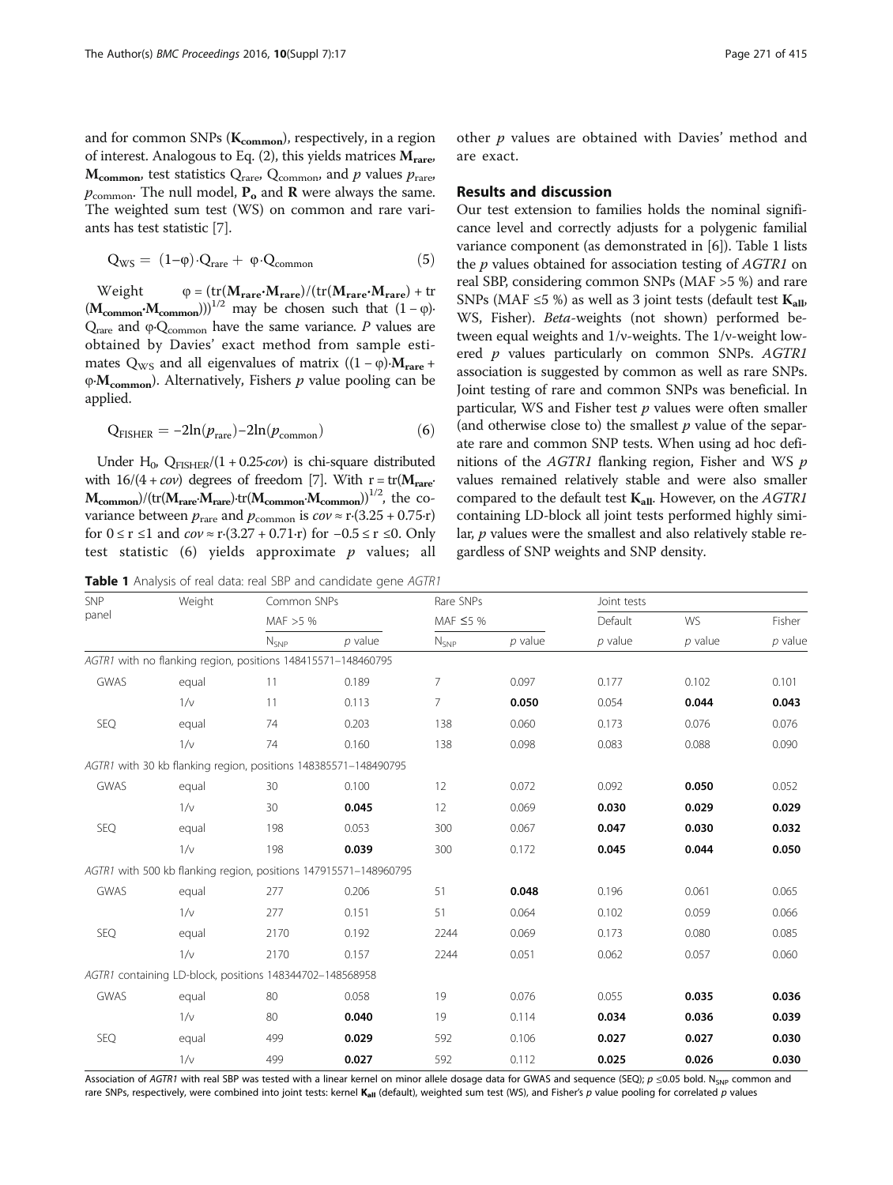and for common SNPs ($\mathbf{K_{common}}$), respectively, in a region of interest. Analogous to Eq. (2), this yields matrices $\mathbf{M_{rare}}$, $\mathbf{M_{common}}$, test statistics $Q_{rare}$, $Q_{common}$, and $p$ values $p_{rare}$, $p_{common}$. The null model, $\mathbf{P_o}$ and $\mathbf{R}$ were always the same. The weighted sum test (WS) on common and rare variants has test statistic [7].

$$Q_{WS} = (1-\varphi)\cdot Q_{rare} + \varphi\cdot Q_{common} \tag{5}$$

Weight $\varphi = (\mathrm{tr}(\mathbf{M_{rare}}\cdot\mathbf{M_{rare}})/(\mathrm{tr}(\mathbf{M_{rare}}\cdot\mathbf{M_{rare}}) + \mathrm{tr}(\mathbf{M_{common}}\cdot\mathbf{M_{common}})))^{1/2}$ may be chosen such that $(1-\varphi)\cdot Q_{rare}$ and $\varphi\cdot Q_{common}$ have the same variance. *P* values are obtained by Davies' exact method from sample estimates $Q_{WS}$ and all eigenvalues of matrix $((1-\varphi)\cdot\mathbf{M_{rare}} + \varphi\cdot\mathbf{M_{common}})$. Alternatively, Fishers *p* value pooling can be applied.

$$Q_{FISHER} = -2\ln(p_{rare}) - 2\ln(p_{common}) \tag{6}$$

Under $H_0$, $Q_{FISHER}/(1+0.25\cdot cov)$ is chi-square distributed with $16/(4+cov)$ degrees of freedom [7]. With $r = \mathrm{tr}(\mathbf{M_{rare}}\cdot\mathbf{M_{common}})/(\mathrm{tr}(\mathbf{M_{rare}}\cdot\mathbf{M_{rare}})\cdot\mathrm{tr}(\mathbf{M_{common}}\cdot\mathbf{M_{common}}))^{1/2}$, the covariance between $p_{rare}$ and $p_{common}$ is $cov \approx r\cdot(3.25 + 0.75\cdot r)$ for $0 \le r \le 1$ and $cov \approx r\cdot(3.27 + 0.71\cdot r)$ for $-0.5 \le r \le 0$. Only test statistic (6) yields approximate *p* values; all other *p* values are obtained with Davies' method and are exact.

## Results and discussion

Our test extension to families holds the nominal significance level and correctly adjusts for a polygenic familial variance component (as demonstrated in [6]). Table 1 lists the *p* values obtained for association testing of *AGTR1* on real SBP, considering common SNPs (MAF >5 %) and rare SNPs (MAF ≤5 %) as well as 3 joint tests (default test $\mathbf{K_{all}}$, WS, Fisher). *Beta*-weights (not shown) performed between equal weights and 1/ν-weights. The 1/ν-weight lowered *p* values particularly on common SNPs. *AGTR1* association is suggested by common as well as rare SNPs. Joint testing of rare and common SNPs was beneficial. In particular, WS and Fisher test *p* values were often smaller (and otherwise close to) the smallest *p* value of the separate rare and common SNP tests. When using ad hoc definitions of the *AGTR1* flanking region, Fisher and WS *p* values remained relatively stable and were also smaller compared to the default test $\mathbf{K_{all}}$. However, on the *AGTR1* containing LD-block all joint tests performed highly similar, *p* values were the smallest and also relatively stable regardless of SNP weights and SNP density.

**Table 1** Analysis of real data: real SBP and candidate gene *AGTR1*

| SNP panel | Weight | Common SNPs | | Rare SNPs | | Joint tests | | |
|---|---|---|---|---|---|---|---|---|
| | | MAF >5 % | | MAF ≤5 % | | Default | WS | Fisher |
| | | $N_{SNP}$ | *p* value | $N_{SNP}$ | *p* value | *p* value | *p* value | *p* value |
| *AGTR1* with no flanking region, positions 148415571–148460795 | | | | | | | | |
| GWAS | equal | 11 | 0.189 | 7 | 0.097 | 0.177 | 0.102 | 0.101 |
| | 1/ν | 11 | 0.113 | 7 | **0.050** | 0.054 | **0.044** | **0.043** |
| SEQ | equal | 74 | 0.203 | 138 | 0.060 | 0.173 | 0.076 | 0.076 |
| | 1/ν | 74 | 0.160 | 138 | 0.098 | 0.083 | 0.088 | 0.090 |
| *AGTR1* with 30 kb flanking region, positions 148385571–148490795 | | | | | | | | |
| GWAS | equal | 30 | 0.100 | 12 | 0.072 | 0.092 | **0.050** | 0.052 |
| | 1/ν | 30 | **0.045** | 12 | 0.069 | **0.030** | **0.029** | **0.029** |
| SEQ | equal | 198 | 0.053 | 300 | 0.067 | **0.047** | **0.030** | **0.032** |
| | 1/ν | 198 | **0.039** | 300 | 0.172 | **0.045** | **0.044** | **0.050** |
| *AGTR1* with 500 kb flanking region, positions 147915571–148960795 | | | | | | | | |
| GWAS | equal | 277 | 0.206 | 51 | **0.048** | 0.196 | 0.061 | 0.065 |
| | 1/ν | 277 | 0.151 | 51 | 0.064 | 0.102 | 0.059 | 0.066 |
| SEQ | equal | 2170 | 0.192 | 2244 | 0.069 | 0.173 | 0.080 | 0.085 |
| | 1/ν | 2170 | 0.157 | 2244 | 0.051 | 0.062 | 0.057 | 0.060 |
| *AGTR1* containing LD-block, positions 148344702–148568958 | | | | | | | | |
| GWAS | equal | 80 | 0.058 | 19 | 0.076 | 0.055 | **0.035** | **0.036** |
| | 1/ν | 80 | **0.040** | 19 | 0.114 | **0.034** | **0.036** | **0.039** |
| SEQ | equal | 499 | **0.029** | 592 | 0.106 | **0.027** | **0.027** | **0.030** |
| | 1/ν | 499 | **0.027** | 592 | 0.112 | **0.025** | **0.026** | **0.030** |

Association of *AGTR1* with real SBP was tested with a linear kernel on minor allele dosage data for GWAS and sequence (SEQ); *p* ≤0.05 bold. $N_{SNP}$ common and rare SNPs, respectively, were combined into joint tests: kernel $\mathbf{K_{all}}$ (default), weighted sum test (WS), and Fisher's *p* value pooling for correlated *p* values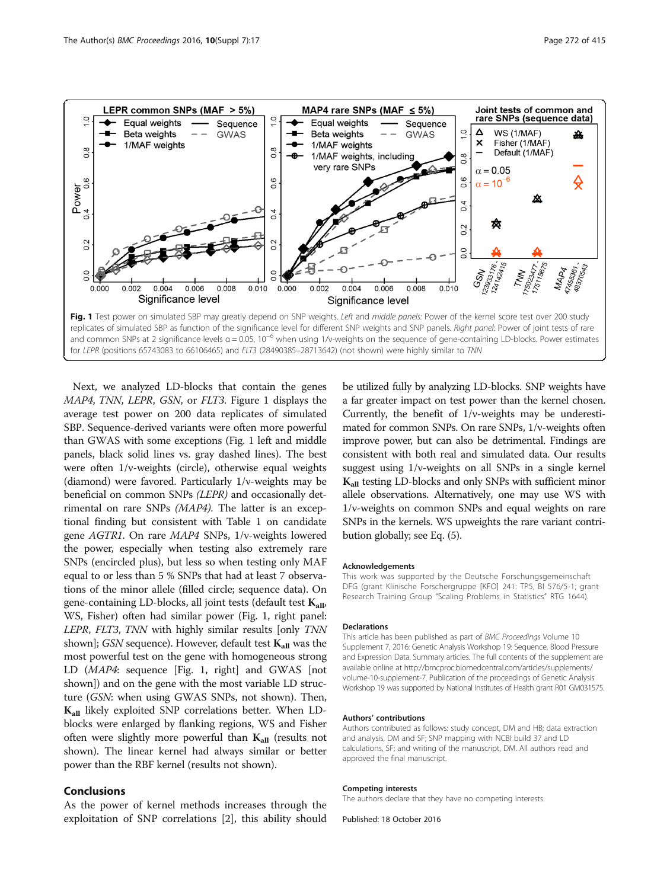Fig. 1 Test power on simulated SBP may greatly depend on SNP weights. *Left* and *middle panels*: Power of the kernel score test over 200 study replicates of simulated SBP as function of the significance level for different SNP weights and SNP panels. *Right panel*: Power of joint tests of rare and common SNPs at 2 significance levels α = 0.05, $10^{-6}$ when using 1/ν-weights on the sequence of gene-containing LD-blocks. Power estimates for *LEPR* (positions 65743083 to 66106465) and *FLT3* (28490385–28713642) (not shown) were highly similar to *TNN*

Next, we analyzed LD-blocks that contain the genes *MAP4*, *TNN*, *LEPR*, *GSN*, or *FLT3*. Figure 1 displays the average test power on 200 data replicates of simulated SBP. Sequence-derived variants were often more powerful than GWAS with some exceptions (Fig. 1 left and middle panels, black solid lines vs. gray dashed lines). The best were often 1/ν-weights (circle), otherwise equal weights (diamond) were favored. Particularly 1/ν-weights may be beneficial on common SNPs *(LEPR)* and occasionally detrimental on rare SNPs *(MAP4)*. The latter is an exceptional finding but consistent with Table 1 on candidate gene *AGTR1*. On rare *MAP4* SNPs, 1/ν-weights lowered the power, especially when testing also extremely rare SNPs (encircled plus), but less so when testing only MAF equal to or less than 5 % SNPs that had at least 7 observations of the minor allele (filled circle; sequence data). On gene-containing LD-blocks, all joint tests (default test $\mathbf{K}_{\mathbf{all}}$, WS, Fisher) often had similar power (Fig. 1, right panel: *LEPR*, *FLT3*, *TNN* with highly similar results [only *TNN* shown]; *GSN* sequence). However, default test $\mathbf{K}_{\mathbf{all}}$ was the most powerful test on the gene with homogeneous strong LD (*MAP4*: sequence [Fig. 1, right] and GWAS [not shown]) and on the gene with the most variable LD structure (*GSN*: when using GWAS SNPs, not shown). Then, $\mathbf{K}_{\mathbf{all}}$ likely exploited SNP correlations better. When LD-blocks were enlarged by flanking regions, WS and Fisher often were slightly more powerful than $\mathbf{K}_{\mathbf{all}}$ (results not shown). The linear kernel had always similar or better power than the RBF kernel (results not shown).

## Conclusions

As the power of kernel methods increases through the exploitation of SNP correlations [2], this ability should be utilized fully by analyzing LD-blocks. SNP weights have a far greater impact on test power than the kernel chosen. Currently, the benefit of 1/ν-weights may be underestimated for common SNPs. On rare SNPs, 1/ν-weights often improve power, but can also be detrimental. Findings are consistent with both real and simulated data. Our results suggest using 1/ν-weights on all SNPs in a single kernel $\mathbf{K}_{\mathbf{all}}$ testing LD-blocks and only SNPs with sufficient minor allele observations. Alternatively, one may use WS with 1/ν-weights on common SNPs and equal weights on rare SNPs in the kernels. WS upweights the rare variant contribution globally; see Eq. (5).

### Acknowledgements

This work was supported by the Deutsche Forschungsgemeinschaft DFG (grant Klinische Forschergruppe [KFO] 241: TP5, BI 576/5-1; grant Research Training Group "Scaling Problems in Statistics" RTG 1644).

### Declarations

This article has been published as part of *BMC Proceedings* Volume 10 Supplement 7, 2016: Genetic Analysis Workshop 19: Sequence, Blood Pressure and Expression Data. Summary articles. The full contents of the supplement are available online at http://bmcproc.biomedcentral.com/articles/supplements/volume-10-supplement-7. Publication of the proceedings of Genetic Analysis Workshop 19 was supported by National Institutes of Health grant R01 GM031575.

### Authors' contributions

Authors contributed as follows: study concept, DM and HB; data extraction and analysis, DM and SF; SNP mapping with NCBI build 37 and LD calculations, SF; and writing of the manuscript, DM. All authors read and approved the final manuscript.

### Competing interests

The authors declare that they have no competing interests.

Published: 18 October 2016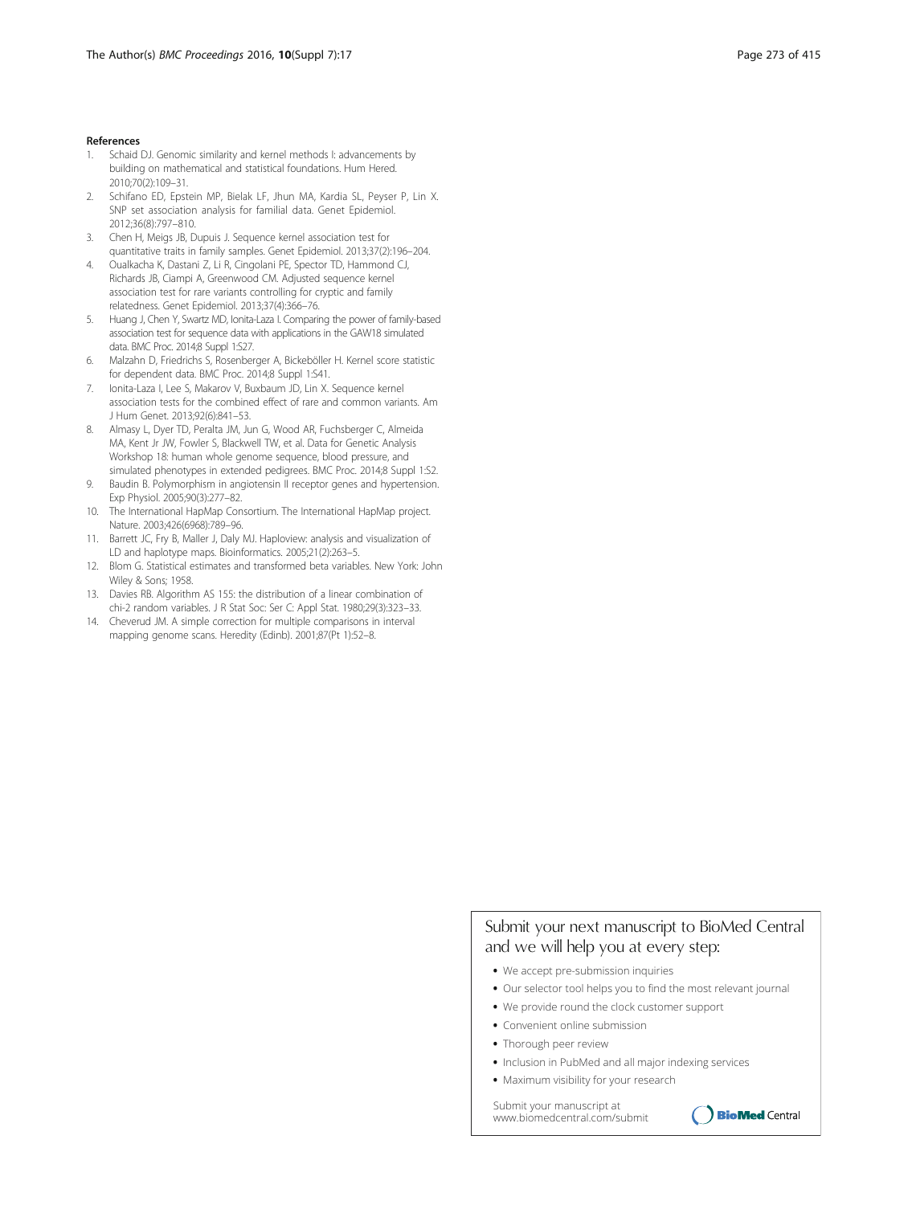#### References

1. Schaid DJ. Genomic similarity and kernel methods I: advancements by building on mathematical and statistical foundations. Hum Hered. 2010;70(2):109–31.
2. Schifano ED, Epstein MP, Bielak LF, Jhun MA, Kardia SL, Peyser P, Lin X. SNP set association analysis for familial data. Genet Epidemiol. 2012;36(8):797–810.
3. Chen H, Meigs JB, Dupuis J. Sequence kernel association test for quantitative traits in family samples. Genet Epidemiol. 2013;37(2):196–204.
4. Oualkacha K, Dastani Z, Li R, Cingolani PE, Spector TD, Hammond CJ, Richards JB, Ciampi A, Greenwood CM. Adjusted sequence kernel association test for rare variants controlling for cryptic and family relatedness. Genet Epidemiol. 2013;37(4):366–76.
5. Huang J, Chen Y, Swartz MD, Ionita-Laza I. Comparing the power of family-based association test for sequence data with applications in the GAW18 simulated data. BMC Proc. 2014;8 Suppl 1:S27.
6. Malzahn D, Friedrichs S, Rosenberger A, Bickeböller H. Kernel score statistic for dependent data. BMC Proc. 2014;8 Suppl 1:S41.
7. Ionita-Laza I, Lee S, Makarov V, Buxbaum JD, Lin X. Sequence kernel association tests for the combined effect of rare and common variants. Am J Hum Genet. 2013;92(6):841–53.
8. Almasy L, Dyer TD, Peralta JM, Jun G, Wood AR, Fuchsberger C, Almeida MA, Kent Jr JW, Fowler S, Blackwell TW, et al. Data for Genetic Analysis Workshop 18: human whole genome sequence, blood pressure, and simulated phenotypes in extended pedigrees. BMC Proc. 2014;8 Suppl 1:S2.
9. Baudin B. Polymorphism in angiotensin II receptor genes and hypertension. Exp Physiol. 2005;90(3):277–82.
10. The International HapMap Consortium. The International HapMap project. Nature. 2003;426(6968):789–96.
11. Barrett JC, Fry B, Maller J, Daly MJ. Haploview: analysis and visualization of LD and haplotype maps. Bioinformatics. 2005;21(2):263–5.
12. Blom G. Statistical estimates and transformed beta variables. New York: John Wiley & Sons; 1958.
13. Davies RB. Algorithm AS 155: the distribution of a linear combination of chi-2 random variables. J R Stat Soc: Ser C: Appl Stat. 1980;29(3):323–33.
14. Cheverud JM. A simple correction for multiple comparisons in interval mapping genome scans. Heredity (Edinb). 2001;87(Pt 1):52–8.

Submit your next manuscript to BioMed Central and we will help you at every step:

- We accept pre-submission inquiries
- Our selector tool helps you to find the most relevant journal
- We provide round the clock customer support
- Convenient online submission
- Thorough peer review
- Inclusion in PubMed and all major indexing services
- Maximum visibility for your research

Submit your manuscript at www.biomedcentral.com/submit

BioMed Central